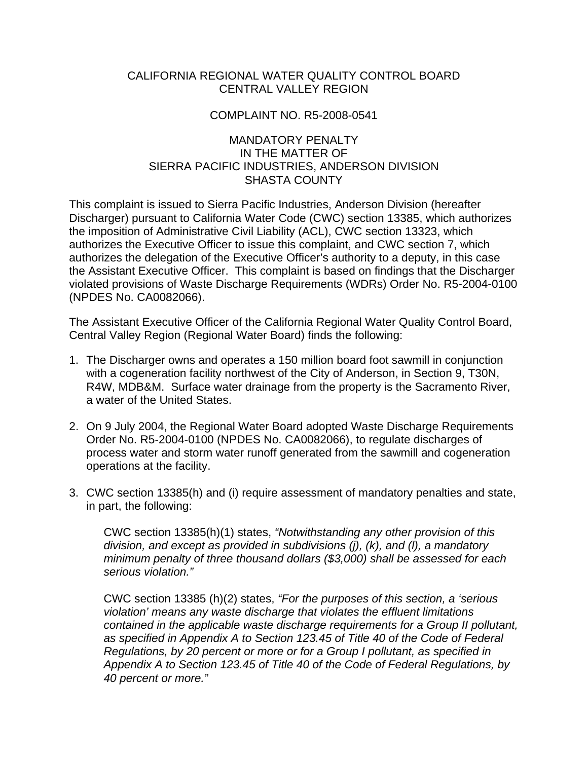CALIFORNIA REGIONAL WATER QUALITY CONTROL BOARD
CENTRAL VALLEY REGION

COMPLAINT NO. R5-2008-0541

MANDATORY PENALTY
IN THE MATTER OF
SIERRA PACIFIC INDUSTRIES, ANDERSON DIVISION
SHASTA COUNTY

This complaint is issued to Sierra Pacific Industries, Anderson Division (hereafter Discharger) pursuant to California Water Code (CWC) section 13385, which authorizes the imposition of Administrative Civil Liability (ACL), CWC section 13323, which authorizes the Executive Officer to issue this complaint, and CWC section 7, which authorizes the delegation of the Executive Officer's authority to a deputy, in this case the Assistant Executive Officer. This complaint is based on findings that the Discharger violated provisions of Waste Discharge Requirements (WDRs) Order No. R5-2004-0100 (NPDES No. CA0082066).

The Assistant Executive Officer of the California Regional Water Quality Control Board, Central Valley Region (Regional Water Board) finds the following:

1. The Discharger owns and operates a 150 million board foot sawmill in conjunction with a cogeneration facility northwest of the City of Anderson, in Section 9, T30N, R4W, MDB&M. Surface water drainage from the property is the Sacramento River, a water of the United States.

2. On 9 July 2004, the Regional Water Board adopted Waste Discharge Requirements Order No. R5-2004-0100 (NPDES No. CA0082066), to regulate discharges of process water and storm water runoff generated from the sawmill and cogeneration operations at the facility.

3. CWC section 13385(h) and (i) require assessment of mandatory penalties and state, in part, the following:

   CWC section 13385(h)(1) states, *"Notwithstanding any other provision of this division, and except as provided in subdivisions (j), (k), and (l), a mandatory minimum penalty of three thousand dollars ($3,000) shall be assessed for each serious violation."*

   CWC section 13385 (h)(2) states, *"For the purposes of this section, a 'serious violation' means any waste discharge that violates the effluent limitations contained in the applicable waste discharge requirements for a Group II pollutant, as specified in Appendix A to Section 123.45 of Title 40 of the Code of Federal Regulations, by 20 percent or more or for a Group I pollutant, as specified in Appendix A to Section 123.45 of Title 40 of the Code of Federal Regulations, by 40 percent or more."*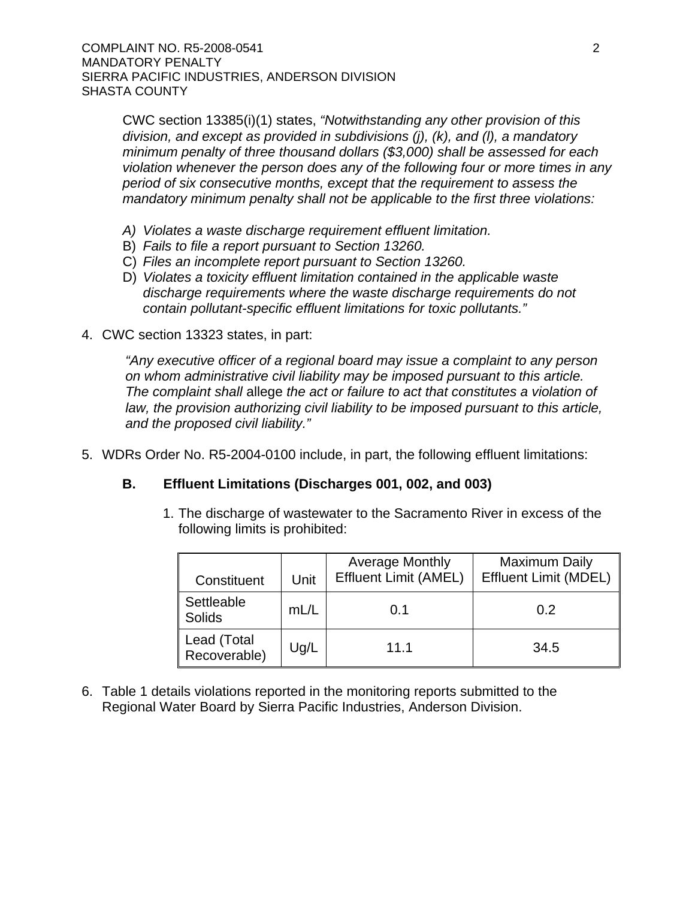CWC section 13385(i)(1) states, *"Notwithstanding any other provision of this division, and except as provided in subdivisions (j), (k), and (l), a mandatory minimum penalty of three thousand dollars ($3,000) shall be assessed for each violation whenever the person does any of the following four or more times in any period of six consecutive months, except that the requirement to assess the mandatory minimum penalty shall not be applicable to the first three violations:*

*A) Violates a waste discharge requirement effluent limitation.*
B) *Fails to file a report pursuant to Section 13260.*
C) *Files an incomplete report pursuant to Section 13260.*
D) *Violates a toxicity effluent limitation contained in the applicable waste discharge requirements where the waste discharge requirements do not contain pollutant-specific effluent limitations for toxic pollutants."*

4. CWC section 13323 states, in part:

   *"Any executive officer of a regional board may issue a complaint to any person on whom administrative civil liability may be imposed pursuant to this article. The complaint shall* allege *the act or failure to act that constitutes a violation of law, the provision authorizing civil liability to be imposed pursuant to this article, and the proposed civil liability."*

5. WDRs Order No. R5-2004-0100 include, in part, the following effluent limitations:

   **B. Effluent Limitations (Discharges 001, 002, and 003)**

   1. The discharge of wastewater to the Sacramento River in excess of the following limits is prohibited:

| Constituent | Unit | Average Monthly Effluent Limit (AMEL) | Maximum Daily Effluent Limit (MDEL) |
|---|---|---|---|
| Settleable Solids | mL/L | 0.1 | 0.2 |
| Lead (Total Recoverable) | Ug/L | 11.1 | 34.5 |

6. Table 1 details violations reported in the monitoring reports submitted to the Regional Water Board by Sierra Pacific Industries, Anderson Division.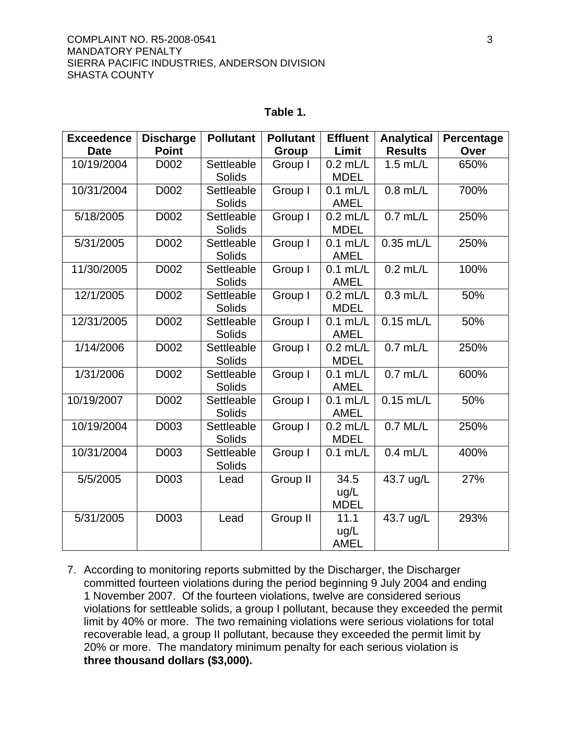**Table 1.**

| Exceedence Date | Discharge Point | Pollutant | Pollutant Group | Effluent Limit | Analytical Results | Percentage Over |
|---|---|---|---|---|---|---|
| 10/19/2004 | D002 | Settleable Solids | Group I | 0.2 mL/L MDEL | 1.5 mL/L | 650% |
| 10/31/2004 | D002 | Settleable Solids | Group I | 0.1 mL/L AMEL | 0.8 mL/L | 700% |
| 5/18/2005 | D002 | Settleable Solids | Group I | 0.2 mL/L MDEL | 0.7 mL/L | 250% |
| 5/31/2005 | D002 | Settleable Solids | Group I | 0.1 mL/L AMEL | 0.35 mL/L | 250% |
| 11/30/2005 | D002 | Settleable Solids | Group I | 0.1 mL/L AMEL | 0.2 mL/L | 100% |
| 12/1/2005 | D002 | Settleable Solids | Group I | 0.2 mL/L MDEL | 0.3 mL/L | 50% |
| 12/31/2005 | D002 | Settleable Solids | Group I | 0.1 mL/L AMEL | 0.15 mL/L | 50% |
| 1/14/2006 | D002 | Settleable Solids | Group I | 0.2 mL/L MDEL | 0.7 mL/L | 250% |
| 1/31/2006 | D002 | Settleable Solids | Group I | 0.1 mL/L AMEL | 0.7 mL/L | 600% |
| 10/19/2007 | D002 | Settleable Solids | Group I | 0.1 mL/L AMEL | 0.15 mL/L | 50% |
| 10/19/2004 | D003 | Settleable Solids | Group I | 0.2 mL/L MDEL | 0.7 ML/L | 250% |
| 10/31/2004 | D003 | Settleable Solids | Group I | 0.1 mL/L | 0.4 mL/L | 400% |
| 5/5/2005 | D003 | Lead | Group II | 34.5 ug/L MDEL | 43.7 ug/L | 27% |
| 5/31/2005 | D003 | Lead | Group II | 11.1 ug/L AMEL | 43.7 ug/L | 293% |

7. According to monitoring reports submitted by the Discharger, the Discharger committed fourteen violations during the period beginning 9 July 2004 and ending 1 November 2007. Of the fourteen violations, twelve are considered serious violations for settleable solids, a group I pollutant, because they exceeded the permit limit by 40% or more. The two remaining violations were serious violations for total recoverable lead, a group II pollutant, because they exceeded the permit limit by 20% or more. The mandatory minimum penalty for each serious violation is **three thousand dollars ($3,000).**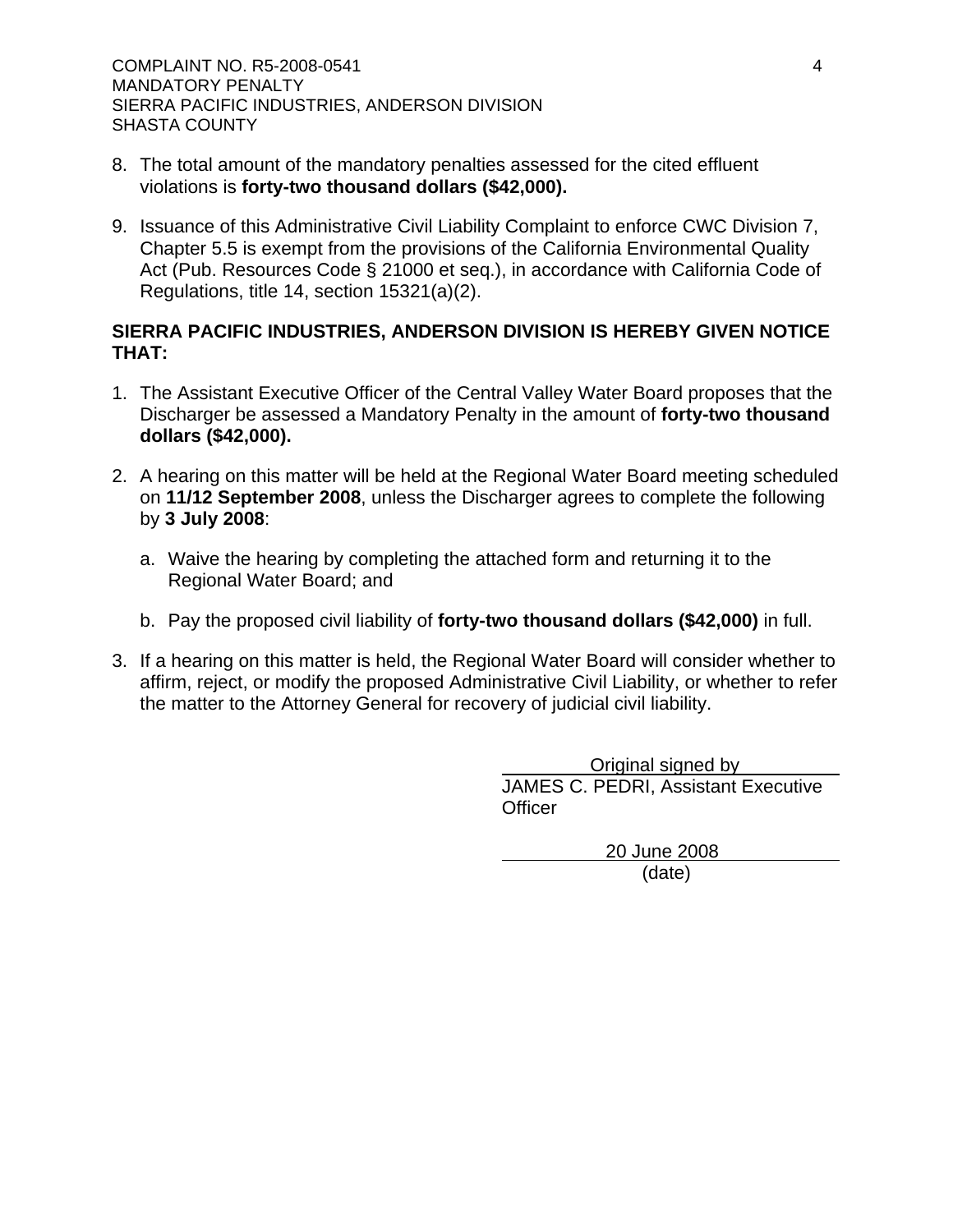8. The total amount of the mandatory penalties assessed for the cited effluent violations is **forty-two thousand dollars ($42,000).**

9. Issuance of this Administrative Civil Liability Complaint to enforce CWC Division 7, Chapter 5.5 is exempt from the provisions of the California Environmental Quality Act (Pub. Resources Code § 21000 et seq.), in accordance with California Code of Regulations, title 14, section 15321(a)(2).

**SIERRA PACIFIC INDUSTRIES, ANDERSON DIVISION IS HEREBY GIVEN NOTICE THAT:**

1. The Assistant Executive Officer of the Central Valley Water Board proposes that the Discharger be assessed a Mandatory Penalty in the amount of **forty-two thousand dollars ($42,000).**

2. A hearing on this matter will be held at the Regional Water Board meeting scheduled on **11/12 September 2008**, unless the Discharger agrees to complete the following by **3 July 2008**:

   a. Waive the hearing by completing the attached form and returning it to the Regional Water Board; and

   b. Pay the proposed civil liability of **forty-two thousand dollars ($42,000)** in full.

3. If a hearing on this matter is held, the Regional Water Board will consider whether to affirm, reject, or modify the proposed Administrative Civil Liability, or whether to refer the matter to the Attorney General for recovery of judicial civil liability.

Original signed by
JAMES C. PEDRI, Assistant Executive Officer

20 June 2008
(date)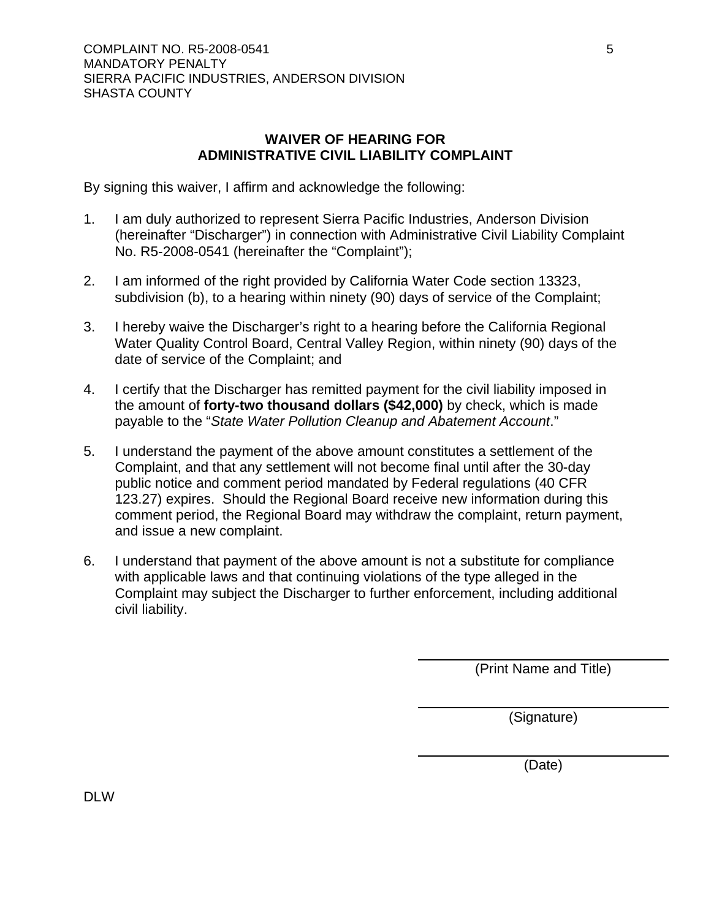**WAIVER OF HEARING FOR ADMINISTRATIVE CIVIL LIABILITY COMPLAINT**

By signing this waiver, I affirm and acknowledge the following:

1. I am duly authorized to represent Sierra Pacific Industries, Anderson Division (hereinafter “Discharger”) in connection with Administrative Civil Liability Complaint No. R5-2008-0541 (hereinafter the “Complaint”);

2. I am informed of the right provided by California Water Code section 13323, subdivision (b), to a hearing within ninety (90) days of service of the Complaint;

3. I hereby waive the Discharger’s right to a hearing before the California Regional Water Quality Control Board, Central Valley Region, within ninety (90) days of the date of service of the Complaint; and

4. I certify that the Discharger has remitted payment for the civil liability imposed in the amount of **forty-two thousand dollars ($42,000)** by check, which is made payable to the “*State Water Pollution Cleanup and Abatement Account*.”

5. I understand the payment of the above amount constitutes a settlement of the Complaint, and that any settlement will not become final until after the 30-day public notice and comment period mandated by Federal regulations (40 CFR 123.27) expires. Should the Regional Board receive new information during this comment period, the Regional Board may withdraw the complaint, return payment, and issue a new complaint.

6. I understand that payment of the above amount is not a substitute for compliance with applicable laws and that continuing violations of the type alleged in the Complaint may subject the Discharger to further enforcement, including additional civil liability.

\_\_\_\_\_\_\_\_\_\_\_\_\_\_\_\_\_\_\_\_\_\_\_\_\_\_\_\_\_\_
(Print Name and Title)

\_\_\_\_\_\_\_\_\_\_\_\_\_\_\_\_\_\_\_\_\_\_\_\_\_\_\_\_\_\_
(Signature)

\_\_\_\_\_\_\_\_\_\_\_\_\_\_\_\_\_\_\_\_\_\_\_\_\_\_\_\_\_\_
(Date)

DLW